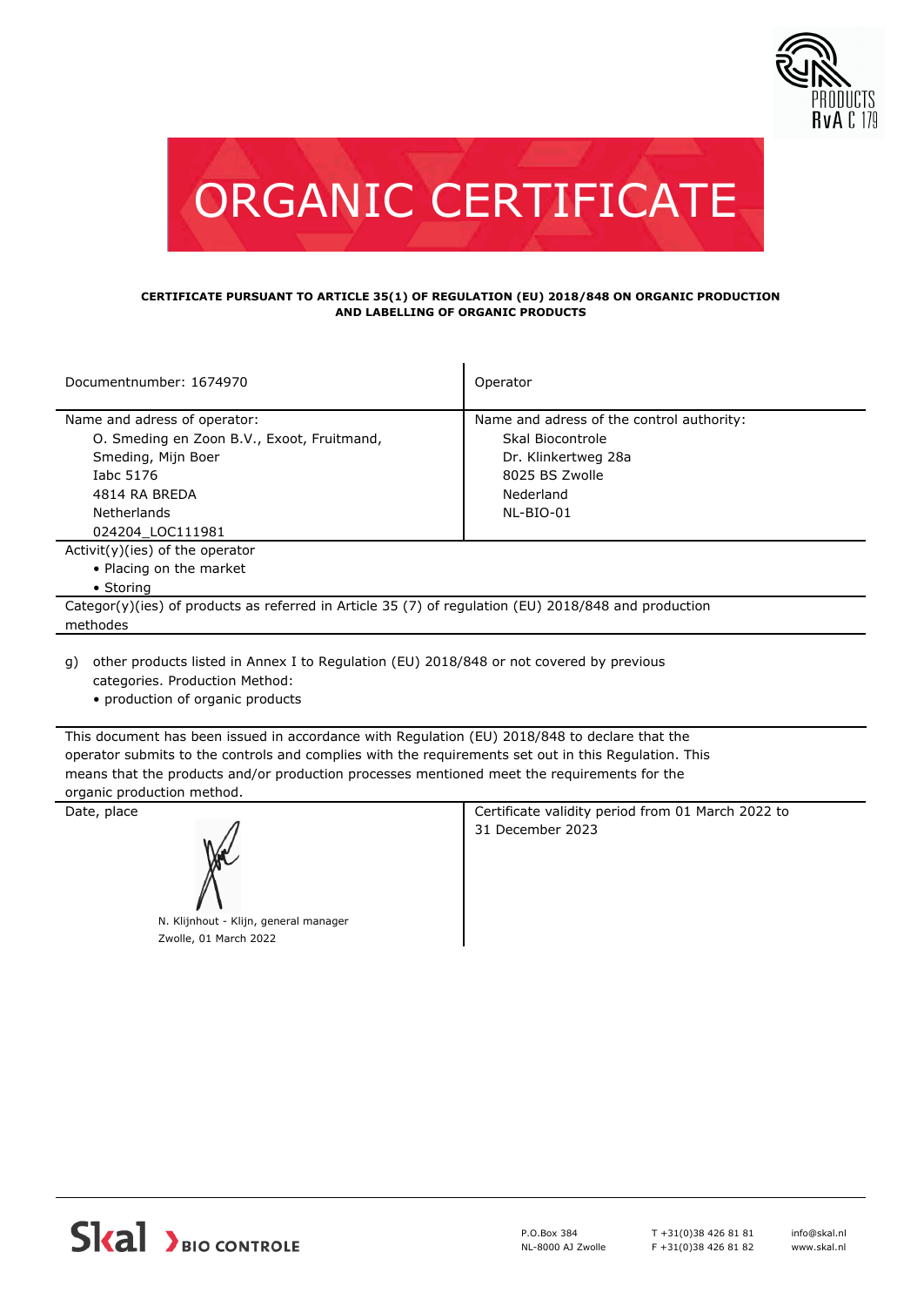# ORGANIC CERTIFICATE

**CERTIFICATE PURSUANT TO ARTICLE 35(1) OF REGULATION (EU) 2018/848 ON ORGANIC PRODUCTION AND LABELLING OF ORGANIC PRODUCTS**

| Documentnumber: 1674970 | Operator |
|---|---|
| Name and adress of operator:<br>O. Smeding en Zoon B.V., Exoot, Fruitmand, Smeding, Mijn Boer<br>Iabc 5176<br>4814 RA BREDA<br>Netherlands<br>024204_LOC111981 | Name and adress of the control authority:<br>Skal Biocontrole<br>Dr. Klinkertweg 28a<br>8025 BS Zwolle<br>Nederland<br>NL-BIO-01 |

Activit(y)(ies) of the operator

- Placing on the market
- Storing

Categor(y)(ies) of products as referred in Article 35 (7) of regulation (EU) 2018/848 and production methodes

g) other products listed in Annex I to Regulation (EU) 2018/848 or not covered by previous categories. Production Method:
- production of organic products

This document has been issued in accordance with Regulation (EU) 2018/848 to declare that the operator submits to the controls and complies with the requirements set out in this Regulation. This means that the products and/or production processes mentioned meet the requirements for the organic production method.

| Date, place | Certificate validity period from 01 March 2022 to 31 December 2023 |
|---|---|
| N. Klijnhout - Klijn, general manager<br>Zwolle, 01 March 2022 | |

Skal BIO CONTROLE

P.O.Box 384
NL-8000 AJ Zwolle

T +31(0)38 426 81 81
F +31(0)38 426 81 82

info@skal.nl
www.skal.nl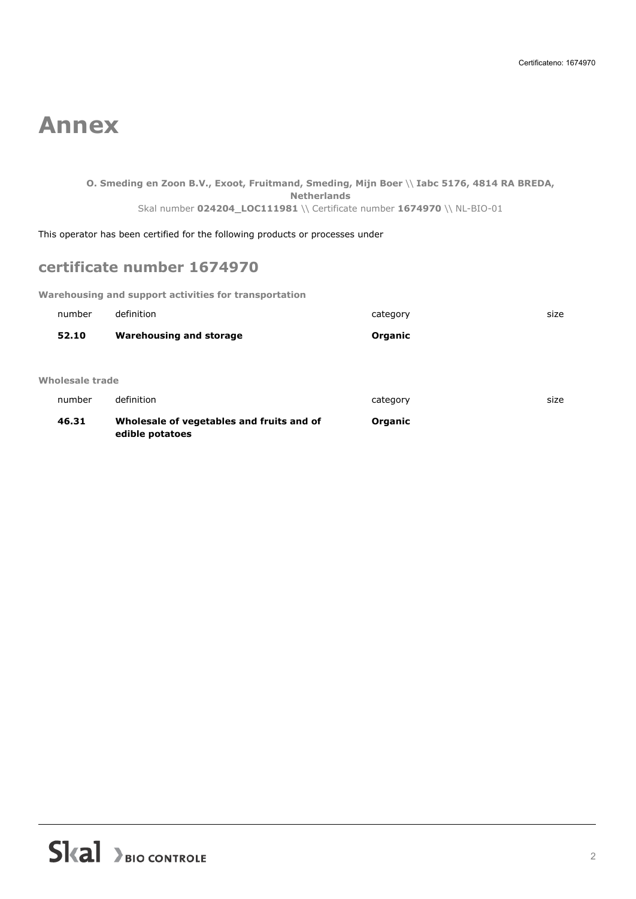# Annex

**O. Smeding en Zoon B.V., Exoot, Fruitmand, Smeding, Mijn Boer** \\ **Iabc 5176, 4814 RA BREDA, Netherlands**
Skal number **024204_LOC111981** \\ Certificate number **1674970** \\ NL-BIO-01

This operator has been certified for the following products or processes under

## certificate number 1674970

**Warehousing and support activities for transportation**

| number | definition | category | size |
|---|---|---|---|
| **52.10** | **Warehousing and storage** | **Organic** | |

**Wholesale trade**

| number | definition | category | size |
|---|---|---|---|
| **46.31** | **Wholesale of vegetables and fruits and of edible potatoes** | **Organic** | |